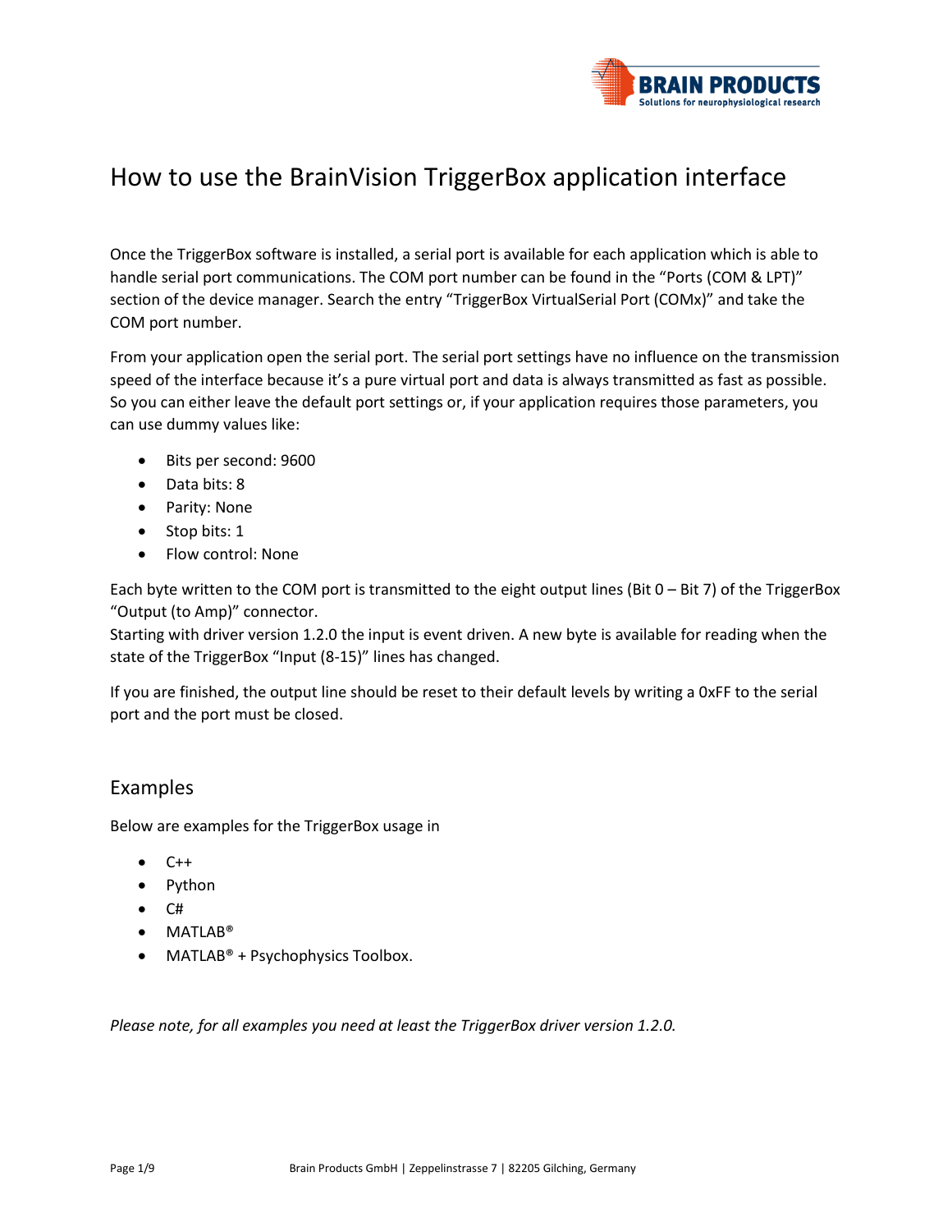# How to use the BrainVision TriggerBox application interface

Once the TriggerBox software is installed, a serial port is available for each application which is able to handle serial port communications. The COM port number can be found in the “Ports (COM & LPT)” section of the device manager. Search the entry “TriggerBox VirtualSerial Port (COMx)” and take the COM port number.

From your application open the serial port. The serial port settings have no influence on the transmission speed of the interface because it’s a pure virtual port and data is always transmitted as fast as possible. So you can either leave the default port settings or, if your application requires those parameters, you can use dummy values like:

- Bits per second: 9600
- Data bits: 8
- Parity: None
- Stop bits: 1
- Flow control: None

Each byte written to the COM port is transmitted to the eight output lines (Bit 0 – Bit 7) of the TriggerBox “Output (to Amp)” connector.
Starting with driver version 1.2.0 the input is event driven. A new byte is available for reading when the state of the TriggerBox “Input (8-15)” lines has changed.

If you are finished, the output line should be reset to their default levels by writing a 0xFF to the serial port and the port must be closed.

## Examples

Below are examples for the TriggerBox usage in

- C++
- Python
- C#
- MATLAB®
- MATLAB® + Psychophysics Toolbox.

*Please note, for all examples you need at least the TriggerBox driver version 1.2.0.*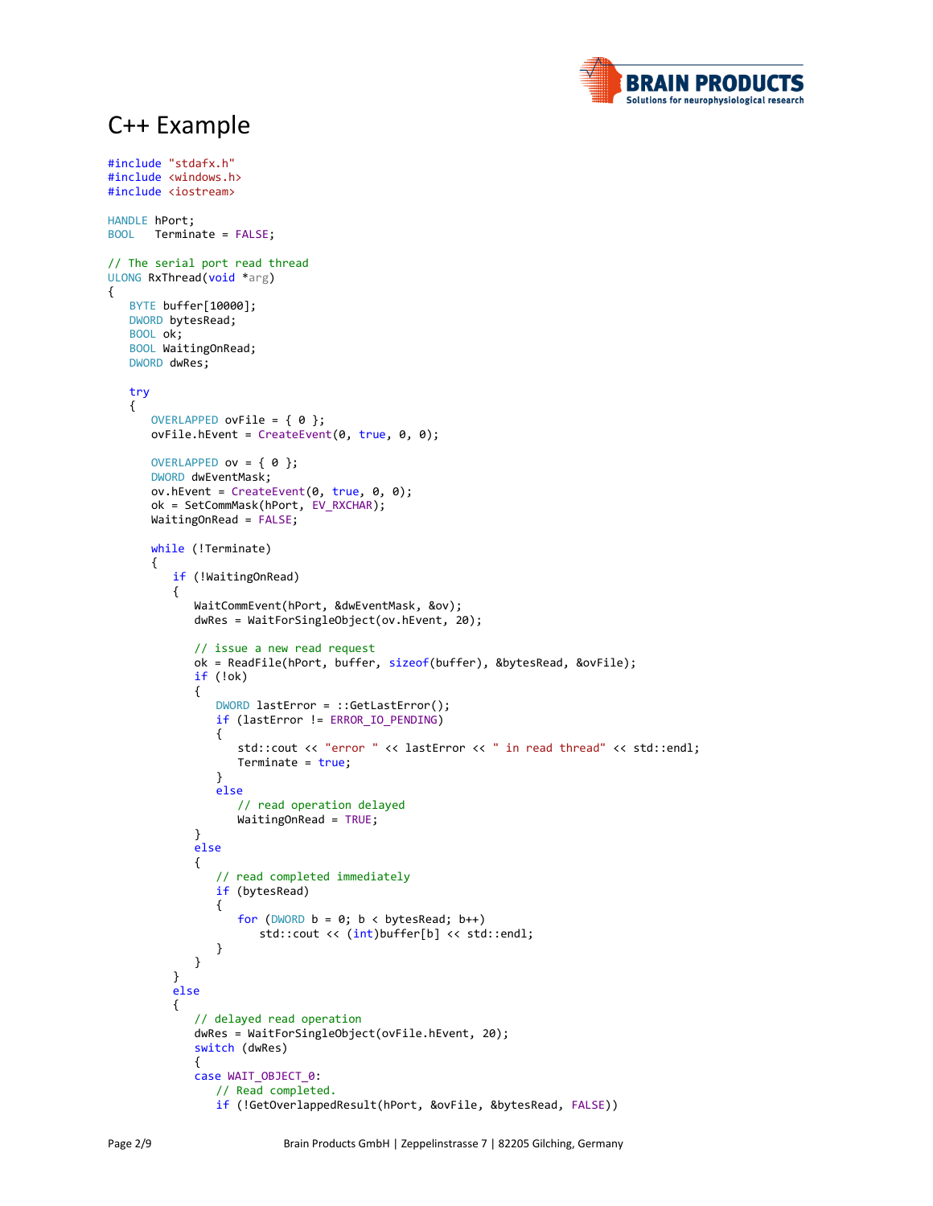# C++ Example

```cpp
#include "stdafx.h"
#include <windows.h>
#include <iostream>

HANDLE hPort;
BOOL   Terminate = FALSE;

// The serial port read thread
ULONG RxThread(void *arg)
{
   BYTE buffer[10000];
   DWORD bytesRead;
   BOOL ok;
   BOOL WaitingOnRead;
   DWORD dwRes;

   try
   {
      OVERLAPPED ovFile = { 0 };
      ovFile.hEvent = CreateEvent(0, true, 0, 0);

      OVERLAPPED ov = { 0 };
      DWORD dwEventMask;
      ov.hEvent = CreateEvent(0, true, 0, 0);
      ok = SetCommMask(hPort, EV_RXCHAR);
      WaitingOnRead = FALSE;

      while (!Terminate)
      {
         if (!WaitingOnRead)
         {
            WaitCommEvent(hPort, &dwEventMask, &ov);
            dwRes = WaitForSingleObject(ov.hEvent, 20);

            // issue a new read request
            ok = ReadFile(hPort, buffer, sizeof(buffer), &bytesRead, &ovFile);
            if (!ok)
            {
               DWORD lastError = ::GetLastError();
               if (lastError != ERROR_IO_PENDING)
               {
                  std::cout << "error " << lastError << " in read thread" << std::endl;
                  Terminate = true;
               }
               else
                  // read operation delayed
                  WaitingOnRead = TRUE;
            }
            else
            {
               // read completed immediately
               if (bytesRead)
               {
                  for (DWORD b = 0; b < bytesRead; b++)
                     std::cout << (int)buffer[b] << std::endl;
               }
            }
         }
         else
         {
            // delayed read operation
            dwRes = WaitForSingleObject(ovFile.hEvent, 20);
            switch (dwRes)
            {
            case WAIT_OBJECT_0:
               // Read completed.
               if (!GetOverlappedResult(hPort, &ovFile, &bytesRead, FALSE))
```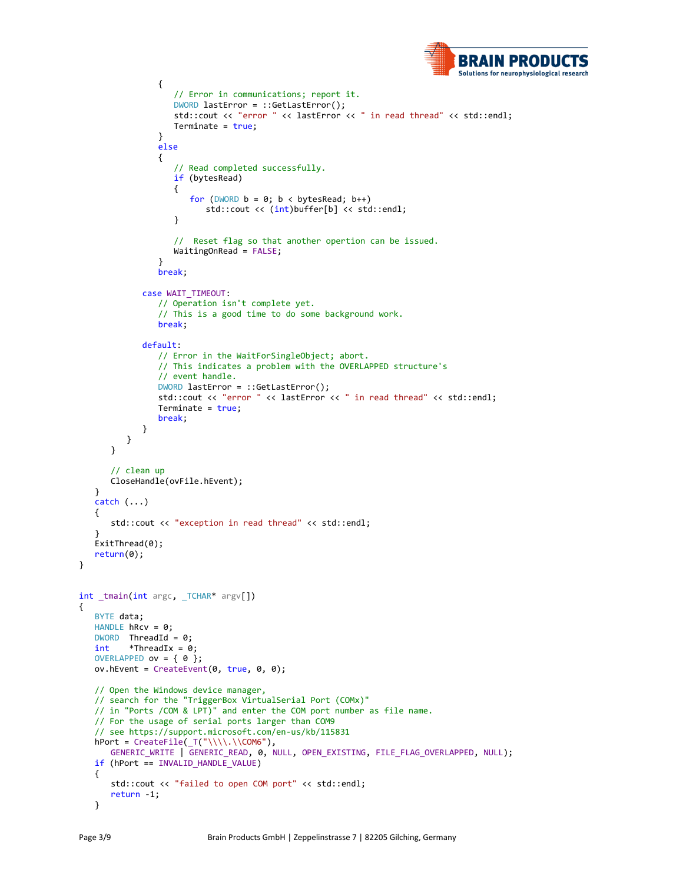```
                {
                    // Error in communications; report it.
                    DWORD lastError = ::GetLastError();
                    std::cout << "error " << lastError << " in read thread" << std::endl;
                    Terminate = true;
                }
                else
                {
                    // Read completed successfully.
                    if (bytesRead)
                    {
                        for (DWORD b = 0; b < bytesRead; b++)
                            std::cout << (int)buffer[b] << std::endl;
                    }

                    //  Reset flag so that another opertion can be issued.
                    WaitingOnRead = FALSE;
                }
                break;

            case WAIT_TIMEOUT:
                // Operation isn't complete yet.
                // This is a good time to do some background work.
                break;

            default:
                // Error in the WaitForSingleObject; abort.
                // This indicates a problem with the OVERLAPPED structure's
                // event handle.
                DWORD lastError = ::GetLastError();
                std::cout << "error " << lastError << " in read thread" << std::endl;
                Terminate = true;
                break;
            }
        }
    }

    // clean up
    CloseHandle(ovFile.hEvent);
  }
  catch (...)
  {
    std::cout << "exception in read thread" << std::endl;
  }
  ExitThread(0);
  return(0);
}


int _tmain(int argc, _TCHAR* argv[])
{
   BYTE data;
   HANDLE hRcv = 0;
   DWORD  ThreadId = 0;
   int    *ThreadIx = 0;
   OVERLAPPED ov = { 0 };
   ov.hEvent = CreateEvent(0, true, 0, 0);

   // Open the Windows device manager,
   // search for the "TriggerBox VirtualSerial Port (COMx)"
   // in "Ports /COM & LPT)" and enter the COM port number as file name.
   // For the usage of serial ports larger than COM9
   // see https://support.microsoft.com/en-us/kb/115831
   hPort = CreateFile(_T("\\\\.\\COM6"),
      GENERIC_WRITE | GENERIC_READ, 0, NULL, OPEN_EXISTING, FILE_FLAG_OVERLAPPED, NULL);
   if (hPort == INVALID_HANDLE_VALUE)
   {
      std::cout << "failed to open COM port" << std::endl;
      return -1;
   }
```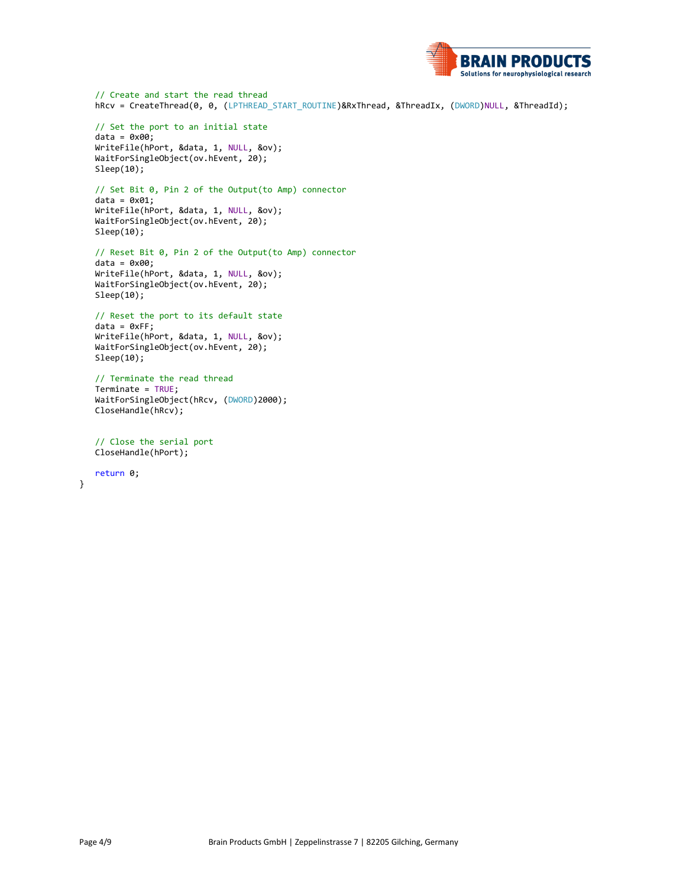```
    // Create and start the read thread
    hRcv = CreateThread(0, 0, (LPTHREAD_START_ROUTINE)&RxThread, &ThreadIx, (DWORD)NULL, &ThreadId);

    // Set the port to an initial state
    data = 0x00;
    WriteFile(hPort, &data, 1, NULL, &ov);
    WaitForSingleObject(ov.hEvent, 20);
    Sleep(10);

    // Set Bit 0, Pin 2 of the Output(to Amp) connector
    data = 0x01;
    WriteFile(hPort, &data, 1, NULL, &ov);
    WaitForSingleObject(ov.hEvent, 20);
    Sleep(10);

    // Reset Bit 0, Pin 2 of the Output(to Amp) connector
    data = 0x00;
    WriteFile(hPort, &data, 1, NULL, &ov);
    WaitForSingleObject(ov.hEvent, 20);
    Sleep(10);

    // Reset the port to its default state
    data = 0xFF;
    WriteFile(hPort, &data, 1, NULL, &ov);
    WaitForSingleObject(ov.hEvent, 20);
    Sleep(10);

    // Terminate the read thread
    Terminate = TRUE;
    WaitForSingleObject(hRcv, (DWORD)2000);
    CloseHandle(hRcv);


    // Close the serial port
    CloseHandle(hPort);

    return 0;
}
```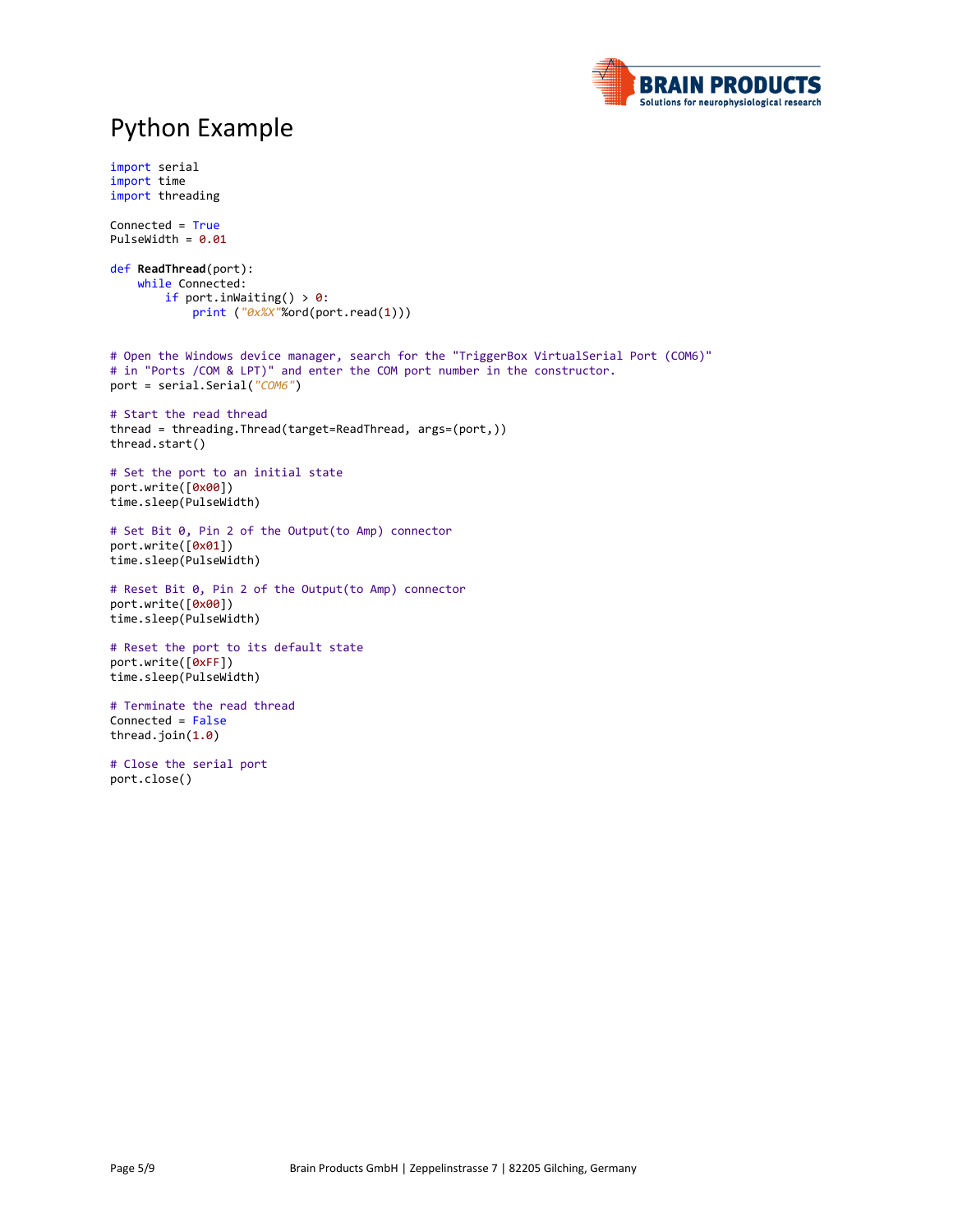# Python Example

```python
import serial
import time
import threading

Connected = True
PulseWidth = 0.01

def ReadThread(port):
    while Connected:
        if port.inWaiting() > 0:
            print ("0x%X"%ord(port.read(1)))


# Open the Windows device manager, search for the "TriggerBox VirtualSerial Port (COM6)"
# in "Ports /COM & LPT)" and enter the COM port number in the constructor.
port = serial.Serial("COM6")

# Start the read thread
thread = threading.Thread(target=ReadThread, args=(port,))
thread.start()

# Set the port to an initial state
port.write([0x00])
time.sleep(PulseWidth)

# Set Bit 0, Pin 2 of the Output(to Amp) connector
port.write([0x01])
time.sleep(PulseWidth)

# Reset Bit 0, Pin 2 of the Output(to Amp) connector
port.write([0x00])
time.sleep(PulseWidth)

# Reset the port to its default state
port.write([0xFF])
time.sleep(PulseWidth)

# Terminate the read thread
Connected = False
thread.join(1.0)

# Close the serial port
port.close()
```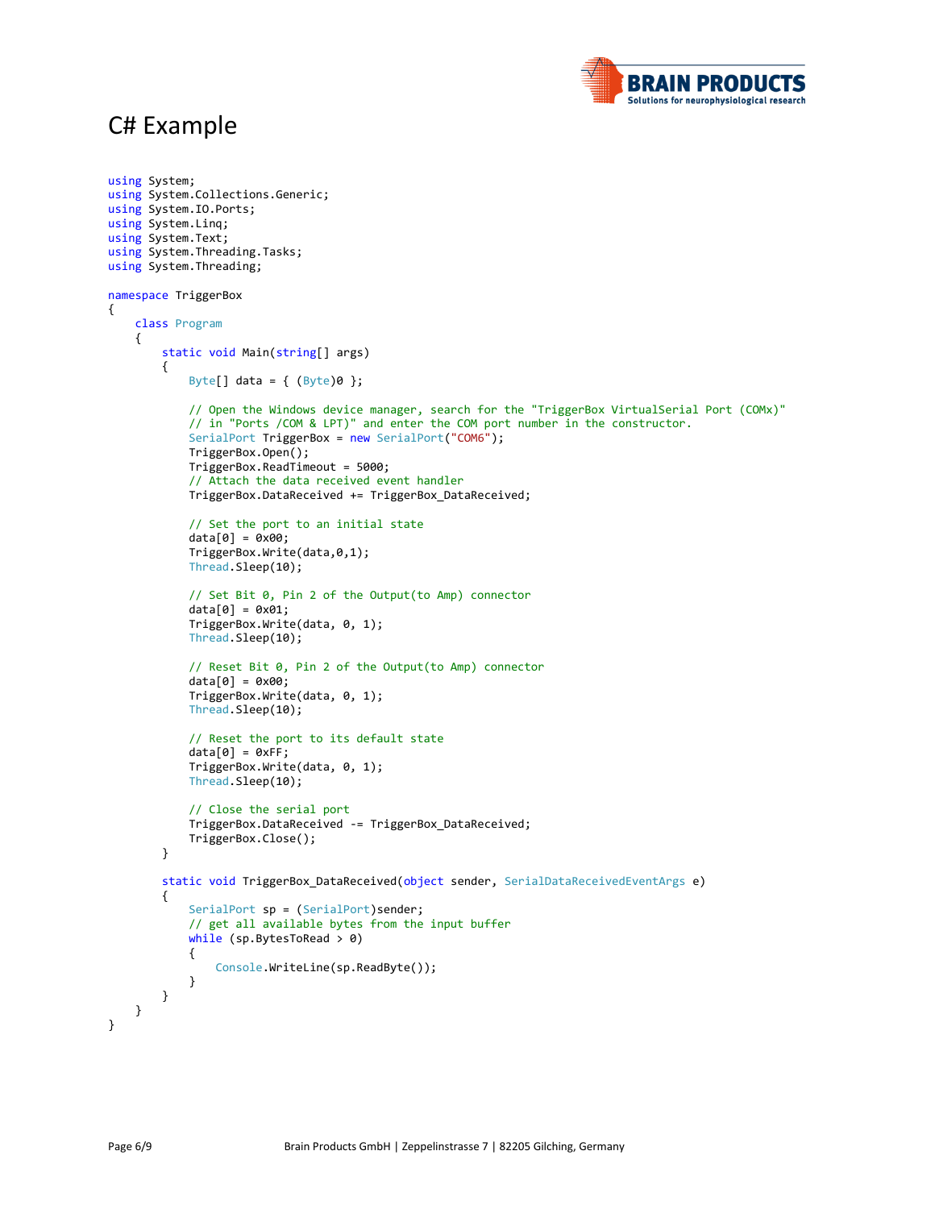# C# Example

```
using System;
using System.Collections.Generic;
using System.IO.Ports;
using System.Linq;
using System.Text;
using System.Threading.Tasks;
using System.Threading;

namespace TriggerBox
{
    class Program
    {
        static void Main(string[] args)
        {
            Byte[] data = { (Byte)0 };

            // Open the Windows device manager, search for the "TriggerBox VirtualSerial Port (COMx)"
            // in "Ports /COM & LPT)" and enter the COM port number in the constructor.
            SerialPort TriggerBox = new SerialPort("COM6");
            TriggerBox.Open();
            TriggerBox.ReadTimeout = 5000;
            // Attach the data received event handler
            TriggerBox.DataReceived += TriggerBox_DataReceived;

            // Set the port to an initial state
            data[0] = 0x00;
            TriggerBox.Write(data,0,1);
            Thread.Sleep(10);

            // Set Bit 0, Pin 2 of the Output(to Amp) connector
            data[0] = 0x01;
            TriggerBox.Write(data, 0, 1);
            Thread.Sleep(10);

            // Reset Bit 0, Pin 2 of the Output(to Amp) connector
            data[0] = 0x00;
            TriggerBox.Write(data, 0, 1);
            Thread.Sleep(10);

            // Reset the port to its default state
            data[0] = 0xFF;
            TriggerBox.Write(data, 0, 1);
            Thread.Sleep(10);

            // Close the serial port
            TriggerBox.DataReceived -= TriggerBox_DataReceived;
            TriggerBox.Close();
        }

        static void TriggerBox_DataReceived(object sender, SerialDataReceivedEventArgs e)
        {
            SerialPort sp = (SerialPort)sender;
            // get all available bytes from the input buffer
            while (sp.BytesToRead > 0)
            {
                Console.WriteLine(sp.ReadByte());
            }
        }
    }
}
```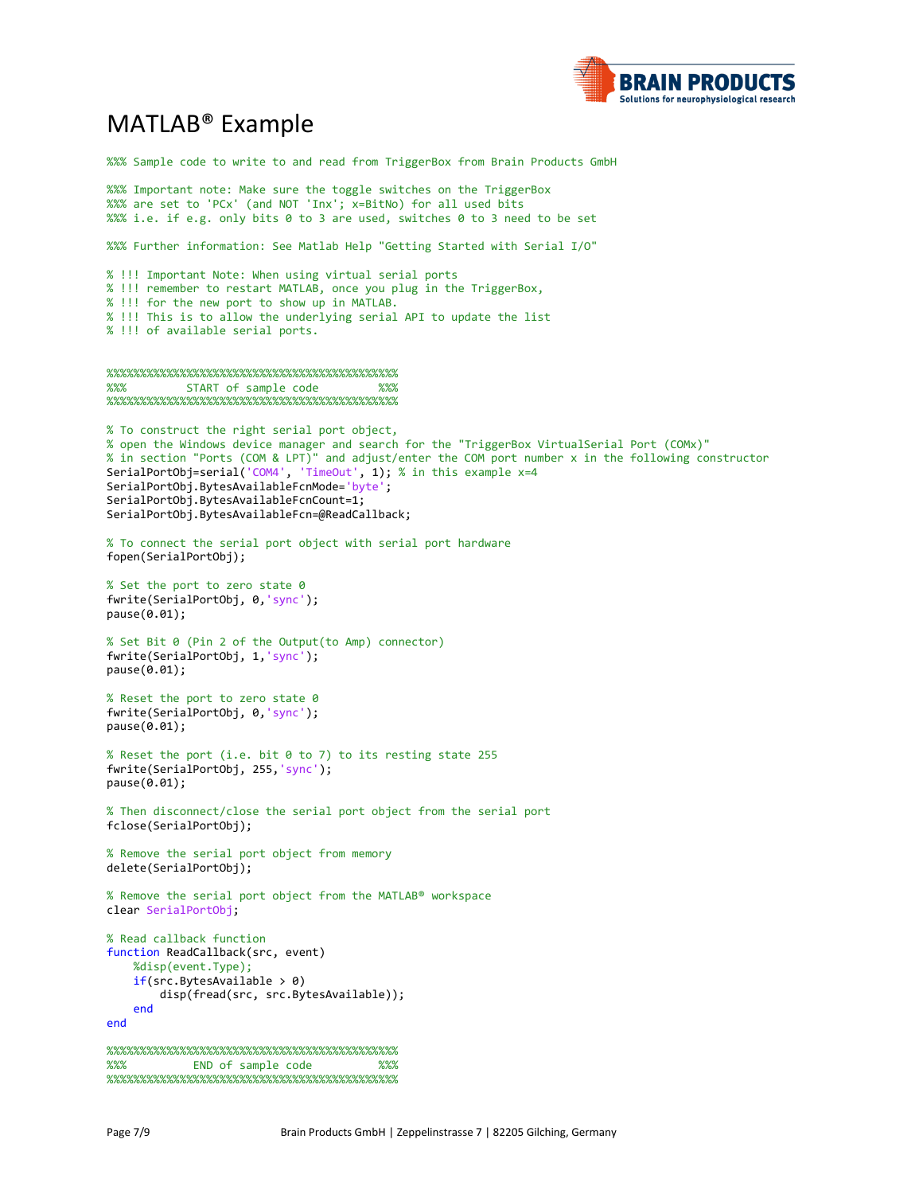# MATLAB® Example

```
%%% Sample code to write to and read from TriggerBox from Brain Products GmbH

%%% Important note: Make sure the toggle switches on the TriggerBox
%%% are set to 'PCx' (and NOT 'Inx'; x=BitNo) for all used bits
%%% i.e. if e.g. only bits 0 to 3 are used, switches 0 to 3 need to be set

%%% Further information: See Matlab Help "Getting Started with Serial I/O"

% !!! Important Note: When using virtual serial ports
% !!! remember to restart MATLAB, once you plug in the TriggerBox,
% !!! for the new port to show up in MATLAB.
% !!! This is to allow the underlying serial API to update the list
% !!! of available serial ports.


%%%%%%%%%%%%%%%%%%%%%%%%%%%%%%%%%%%%%%%%%%%%
%%%          START of sample code        %%%
%%%%%%%%%%%%%%%%%%%%%%%%%%%%%%%%%%%%%%%%%%%%

% To construct the right serial port object,
% open the Windows device manager and search for the "TriggerBox VirtualSerial Port (COMx)"
% in section "Ports (COM & LPT)" and adjust/enter the COM port number x in the following constructor
SerialPortObj=serial('COM4', 'TimeOut', 1); % in this example x=4
SerialPortObj.BytesAvailableFcnMode='byte';
SerialPortObj.BytesAvailableFcnCount=1;
SerialPortObj.BytesAvailableFcn=@ReadCallback;

% To connect the serial port object with serial port hardware
fopen(SerialPortObj);

% Set the port to zero state 0
fwrite(SerialPortObj, 0,'sync');
pause(0.01);

% Set Bit 0 (Pin 2 of the Output(to Amp) connector)
fwrite(SerialPortObj, 1,'sync');
pause(0.01);

% Reset the port to zero state 0
fwrite(SerialPortObj, 0,'sync');
pause(0.01);

% Reset the port (i.e. bit 0 to 7) to its resting state 255
fwrite(SerialPortObj, 255,'sync');
pause(0.01);

% Then disconnect/close the serial port object from the serial port
fclose(SerialPortObj);

% Remove the serial port object from memory
delete(SerialPortObj);

% Remove the serial port object from the MATLAB® workspace
clear SerialPortObj;

% Read callback function
function ReadCallback(src, event)
    %disp(event.Type);
    if(src.BytesAvailable > 0)
        disp(fread(src, src.BytesAvailable));
    end
end

%%%%%%%%%%%%%%%%%%%%%%%%%%%%%%%%%%%%%%%%%%%%
%%%           END of sample code         %%%
%%%%%%%%%%%%%%%%%%%%%%%%%%%%%%%%%%%%%%%%%%%%
```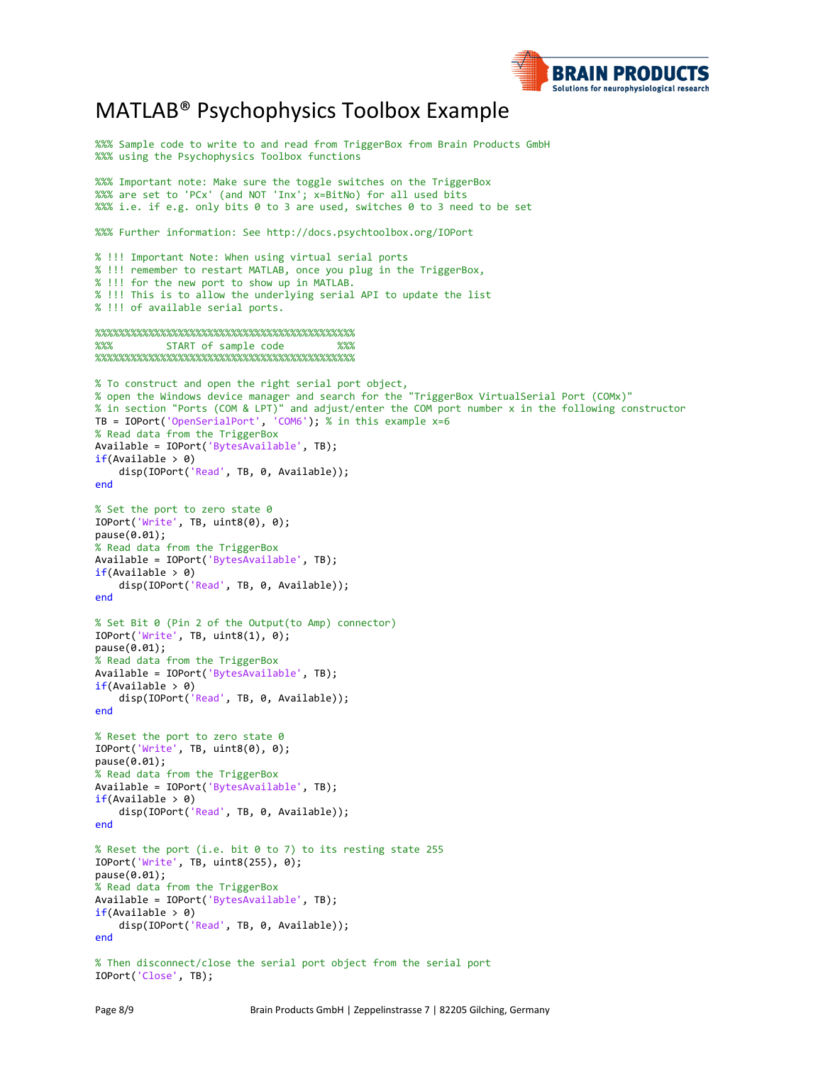# MATLAB® Psychophysics Toolbox Example

```
%%% Sample code to write to and read from TriggerBox from Brain Products GmbH
%%% using the Psychophysics Toolbox functions

%%% Important note: Make sure the toggle switches on the TriggerBox
%%% are set to 'PCx' (and NOT 'Inx'; x=BitNo) for all used bits
%%% i.e. if e.g. only bits 0 to 3 are used, switches 0 to 3 need to be set

%%% Further information: See http://docs.psychtoolbox.org/IOPort

% !!! Important Note: When using virtual serial ports
% !!! remember to restart MATLAB, once you plug in the TriggerBox,
% !!! for the new port to show up in MATLAB.
% !!! This is to allow the underlying serial API to update the list
% !!! of available serial ports.

%%%%%%%%%%%%%%%%%%%%%%%%%%%%%%%%%%%%%%%%%%%%%%
%%%         START of sample code          %%%
%%%%%%%%%%%%%%%%%%%%%%%%%%%%%%%%%%%%%%%%%%%%%%

% To construct and open the right serial port object,
% open the Windows device manager and search for the "TriggerBox VirtualSerial Port (COMx)"
% in section "Ports (COM & LPT)" and adjust/enter the COM port number x in the following constructor
TB = IOPort('OpenSerialPort', 'COM6'); % in this example x=6
% Read data from the TriggerBox
Available = IOPort('BytesAvailable', TB);
if(Available > 0)
    disp(IOPort('Read', TB, 0, Available));
end

% Set the port to zero state 0
IOPort('Write', TB, uint8(0), 0);
pause(0.01);
% Read data from the TriggerBox
Available = IOPort('BytesAvailable', TB);
if(Available > 0)
    disp(IOPort('Read', TB, 0, Available));
end

% Set Bit 0 (Pin 2 of the Output(to Amp) connector)
IOPort('Write', TB, uint8(1), 0);
pause(0.01);
% Read data from the TriggerBox
Available = IOPort('BytesAvailable', TB);
if(Available > 0)
    disp(IOPort('Read', TB, 0, Available));
end

% Reset the port to zero state 0
IOPort('Write', TB, uint8(0), 0);
pause(0.01);
% Read data from the TriggerBox
Available = IOPort('BytesAvailable', TB);
if(Available > 0)
    disp(IOPort('Read', TB, 0, Available));
end

% Reset the port (i.e. bit 0 to 7) to its resting state 255
IOPort('Write', TB, uint8(255), 0);
pause(0.01);
% Read data from the TriggerBox
Available = IOPort('BytesAvailable', TB);
if(Available > 0)
    disp(IOPort('Read', TB, 0, Available));
end

% Then disconnect/close the serial port object from the serial port
IOPort('Close', TB);
```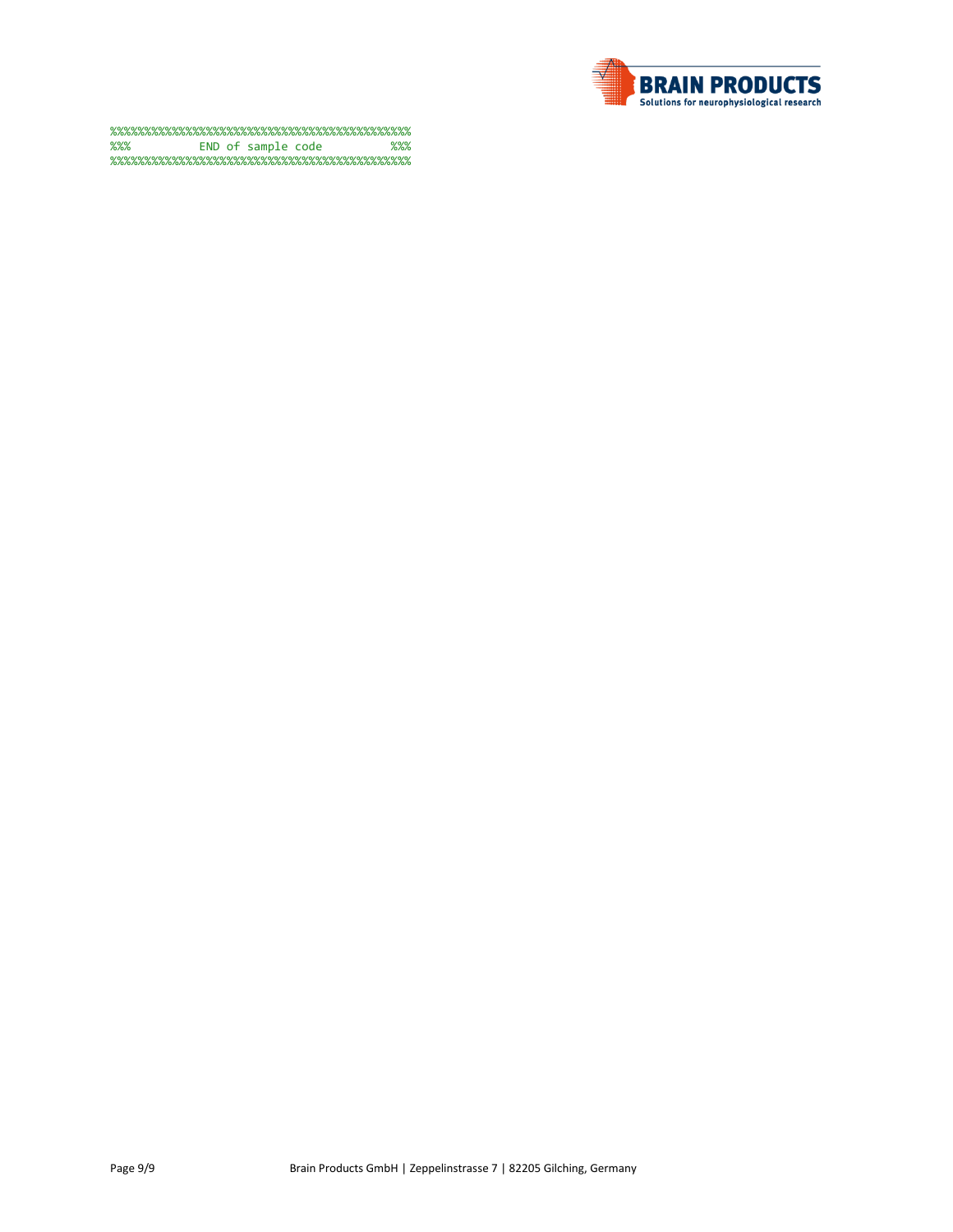```
%%%%%%%%%%%%%%%%%%%%%%%%%%%%%%%%%%%%%%%%%%%%
%%%          END of sample code          %%%
%%%%%%%%%%%%%%%%%%%%%%%%%%%%%%%%%%%%%%%%%%%%
```